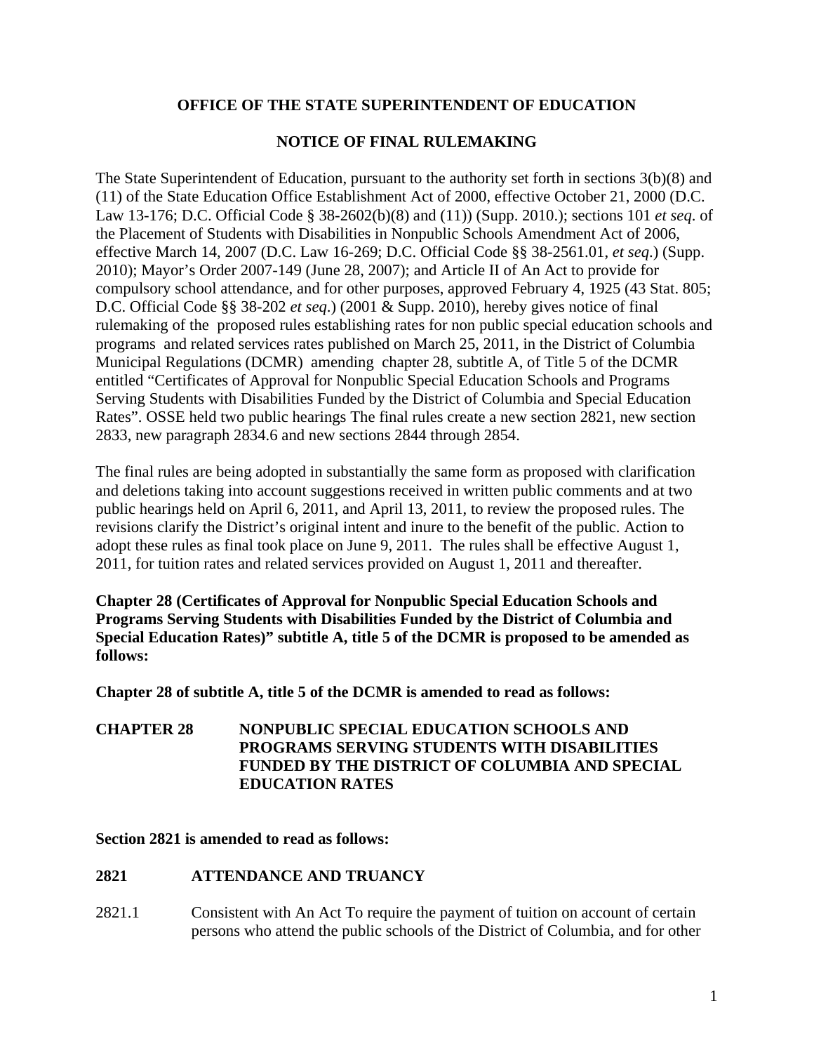**OFFICE OF THE STATE SUPERINTENDENT OF EDUCATION**

**NOTICE OF FINAL RULEMAKING**

The State Superintendent of Education, pursuant to the authority set forth in sections 3(b)(8) and (11) of the State Education Office Establishment Act of 2000, effective October 21, 2000 (D.C. Law 13-176; D.C. Official Code § 38-2602(b)(8) and (11)) (Supp. 2010.); sections 101 *et seq*. of the Placement of Students with Disabilities in Nonpublic Schools Amendment Act of 2006, effective March 14, 2007 (D.C. Law 16-269; D.C. Official Code §§ 38-2561.01, *et seq*.) (Supp. 2010); Mayor's Order 2007-149 (June 28, 2007); and Article II of An Act to provide for compulsory school attendance, and for other purposes, approved February 4, 1925 (43 Stat. 805; D.C. Official Code §§ 38-202 *et seq*.) (2001 & Supp. 2010), hereby gives notice of final rulemaking of the proposed rules establishing rates for non public special education schools and programs and related services rates published on March 25, 2011, in the District of Columbia Municipal Regulations (DCMR) amending chapter 28, subtitle A, of Title 5 of the DCMR entitled "Certificates of Approval for Nonpublic Special Education Schools and Programs Serving Students with Disabilities Funded by the District of Columbia and Special Education Rates". OSSE held two public hearings The final rules create a new section 2821, new section 2833, new paragraph 2834.6 and new sections 2844 through 2854.

The final rules are being adopted in substantially the same form as proposed with clarification and deletions taking into account suggestions received in written public comments and at two public hearings held on April 6, 2011, and April 13, 2011, to review the proposed rules. The revisions clarify the District's original intent and inure to the benefit of the public. Action to adopt these rules as final took place on June 9, 2011. The rules shall be effective August 1, 2011, for tuition rates and related services provided on August 1, 2011 and thereafter.

**Chapter 28 (Certificates of Approval for Nonpublic Special Education Schools and Programs Serving Students with Disabilities Funded by the District of Columbia and Special Education Rates)" subtitle A, title 5 of the DCMR is proposed to be amended as follows:**

**Chapter 28 of subtitle A, title 5 of the DCMR is amended to read as follows:**

**CHAPTER 28 NONPUBLIC SPECIAL EDUCATION SCHOOLS AND PROGRAMS SERVING STUDENTS WITH DISABILITIES FUNDED BY THE DISTRICT OF COLUMBIA AND SPECIAL EDUCATION RATES**

**Section 2821 is amended to read as follows:**

**2821 ATTENDANCE AND TRUANCY**

2821.1 Consistent with An Act To require the payment of tuition on account of certain persons who attend the public schools of the District of Columbia, and for other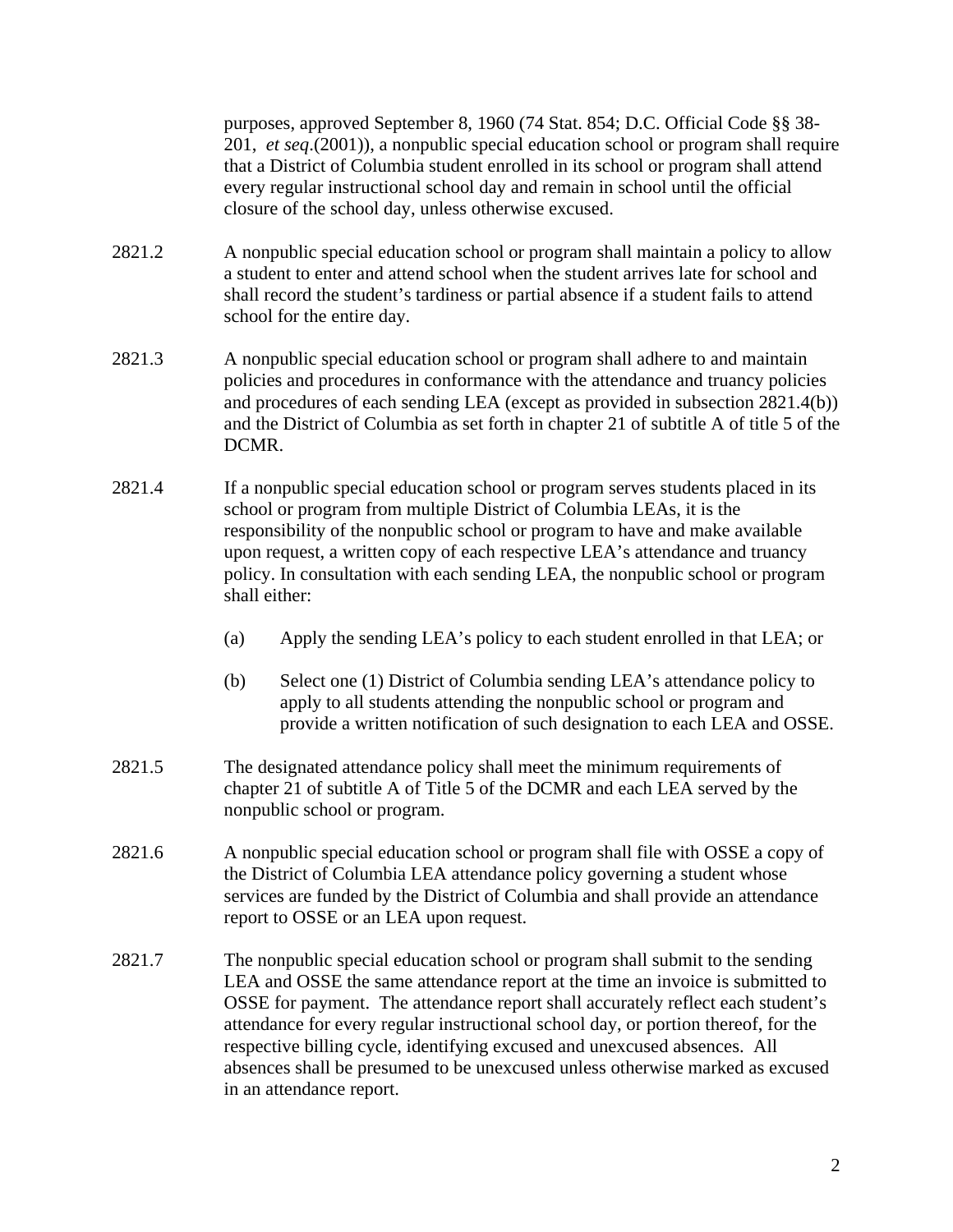purposes, approved September 8, 1960 (74 Stat. 854; D.C. Official Code §§ 38-201, *et seq*.(2001)), a nonpublic special education school or program shall require that a District of Columbia student enrolled in its school or program shall attend every regular instructional school day and remain in school until the official closure of the school day, unless otherwise excused.

2821.2 A nonpublic special education school or program shall maintain a policy to allow a student to enter and attend school when the student arrives late for school and shall record the student's tardiness or partial absence if a student fails to attend school for the entire day.

2821.3 A nonpublic special education school or program shall adhere to and maintain policies and procedures in conformance with the attendance and truancy policies and procedures of each sending LEA (except as provided in subsection 2821.4(b)) and the District of Columbia as set forth in chapter 21 of subtitle A of title 5 of the DCMR.

2821.4 If a nonpublic special education school or program serves students placed in its school or program from multiple District of Columbia LEAs, it is the responsibility of the nonpublic school or program to have and make available upon request, a written copy of each respective LEA's attendance and truancy policy. In consultation with each sending LEA, the nonpublic school or program shall either:

(a) Apply the sending LEA's policy to each student enrolled in that LEA; or

(b) Select one (1) District of Columbia sending LEA's attendance policy to apply to all students attending the nonpublic school or program and provide a written notification of such designation to each LEA and OSSE.

2821.5 The designated attendance policy shall meet the minimum requirements of chapter 21 of subtitle A of Title 5 of the DCMR and each LEA served by the nonpublic school or program.

2821.6 A nonpublic special education school or program shall file with OSSE a copy of the District of Columbia LEA attendance policy governing a student whose services are funded by the District of Columbia and shall provide an attendance report to OSSE or an LEA upon request.

2821.7 The nonpublic special education school or program shall submit to the sending LEA and OSSE the same attendance report at the time an invoice is submitted to OSSE for payment. The attendance report shall accurately reflect each student's attendance for every regular instructional school day, or portion thereof, for the respective billing cycle, identifying excused and unexcused absences. All absences shall be presumed to be unexcused unless otherwise marked as excused in an attendance report.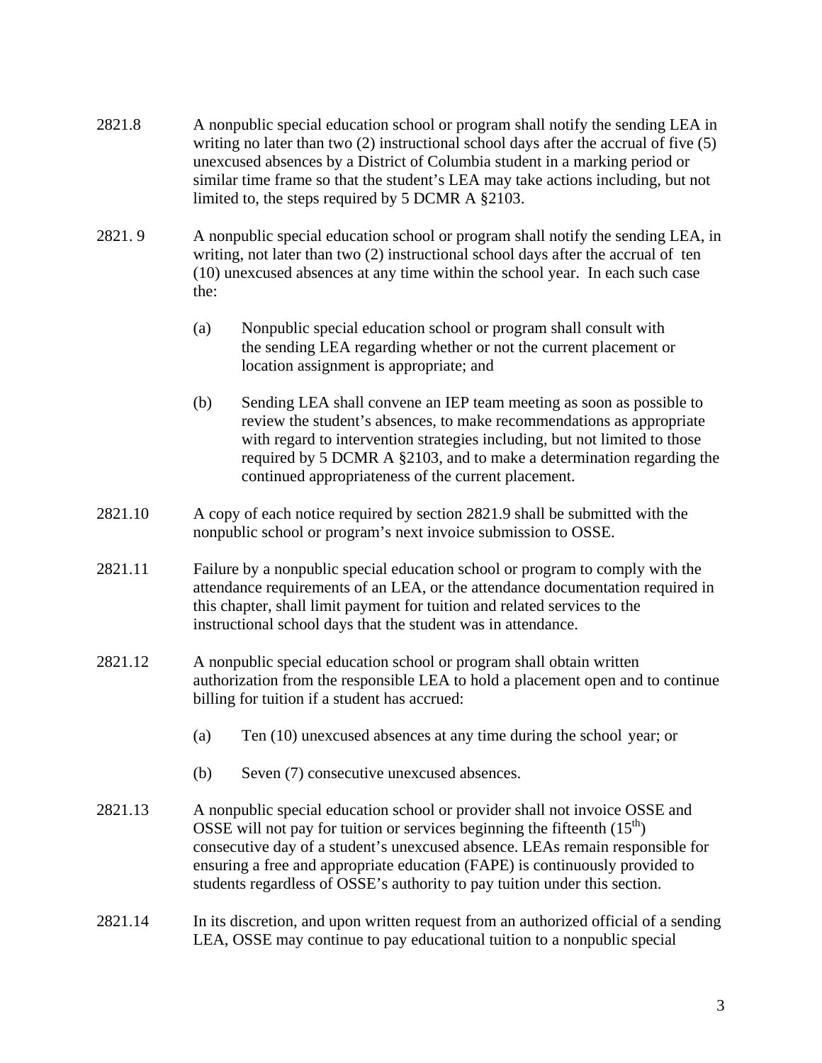2821.8 A nonpublic special education school or program shall notify the sending LEA in writing no later than two (2) instructional school days after the accrual of five (5) unexcused absences by a District of Columbia student in a marking period or similar time frame so that the student's LEA may take actions including, but not limited to, the steps required by 5 DCMR A §2103.

2821. 9 A nonpublic special education school or program shall notify the sending LEA, in writing, not later than two (2) instructional school days after the accrual of ten (10) unexcused absences at any time within the school year. In each such case the:

(a) Nonpublic special education school or program shall consult with the sending LEA regarding whether or not the current placement or location assignment is appropriate; and

(b) Sending LEA shall convene an IEP team meeting as soon as possible to review the student's absences, to make recommendations as appropriate with regard to intervention strategies including, but not limited to those required by 5 DCMR A §2103, and to make a determination regarding the continued appropriateness of the current placement.

2821.10 A copy of each notice required by section 2821.9 shall be submitted with the nonpublic school or program's next invoice submission to OSSE.

2821.11 Failure by a nonpublic special education school or program to comply with the attendance requirements of an LEA, or the attendance documentation required in this chapter, shall limit payment for tuition and related services to the instructional school days that the student was in attendance.

2821.12 A nonpublic special education school or program shall obtain written authorization from the responsible LEA to hold a placement open and to continue billing for tuition if a student has accrued:

(a) Ten (10) unexcused absences at any time during the school year; or

(b) Seven (7) consecutive unexcused absences.

2821.13 A nonpublic special education school or provider shall not invoice OSSE and OSSE will not pay for tuition or services beginning the fifteenth (15th) consecutive day of a student's unexcused absence. LEAs remain responsible for ensuring a free and appropriate education (FAPE) is continuously provided to students regardless of OSSE's authority to pay tuition under this section.

2821.14 In its discretion, and upon written request from an authorized official of a sending LEA, OSSE may continue to pay educational tuition to a nonpublic special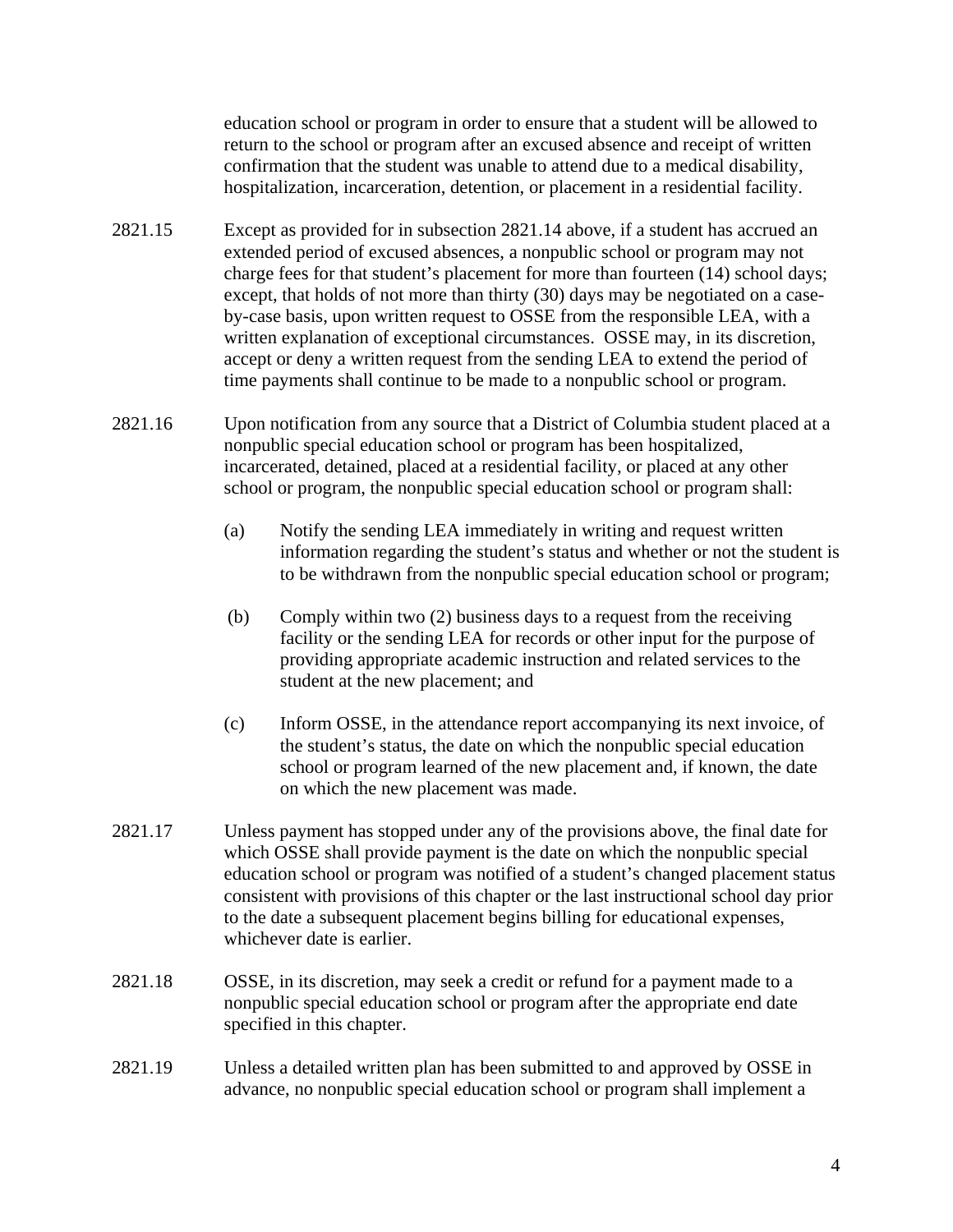education school or program in order to ensure that a student will be allowed to return to the school or program after an excused absence and receipt of written confirmation that the student was unable to attend due to a medical disability, hospitalization, incarceration, detention, or placement in a residential facility.

2821.15 Except as provided for in subsection 2821.14 above, if a student has accrued an extended period of excused absences, a nonpublic school or program may not charge fees for that student's placement for more than fourteen (14) school days; except, that holds of not more than thirty (30) days may be negotiated on a case-by-case basis, upon written request to OSSE from the responsible LEA, with a written explanation of exceptional circumstances. OSSE may, in its discretion, accept or deny a written request from the sending LEA to extend the period of time payments shall continue to be made to a nonpublic school or program.

2821.16 Upon notification from any source that a District of Columbia student placed at a nonpublic special education school or program has been hospitalized, incarcerated, detained, placed at a residential facility, or placed at any other school or program, the nonpublic special education school or program shall:

(a) Notify the sending LEA immediately in writing and request written information regarding the student's status and whether or not the student is to be withdrawn from the nonpublic special education school or program;

(b) Comply within two (2) business days to a request from the receiving facility or the sending LEA for records or other input for the purpose of providing appropriate academic instruction and related services to the student at the new placement; and

(c) Inform OSSE, in the attendance report accompanying its next invoice, of the student's status, the date on which the nonpublic special education school or program learned of the new placement and, if known, the date on which the new placement was made.

2821.17 Unless payment has stopped under any of the provisions above, the final date for which OSSE shall provide payment is the date on which the nonpublic special education school or program was notified of a student's changed placement status consistent with provisions of this chapter or the last instructional school day prior to the date a subsequent placement begins billing for educational expenses, whichever date is earlier.

2821.18 OSSE, in its discretion, may seek a credit or refund for a payment made to a nonpublic special education school or program after the appropriate end date specified in this chapter.

2821.19 Unless a detailed written plan has been submitted to and approved by OSSE in advance, no nonpublic special education school or program shall implement a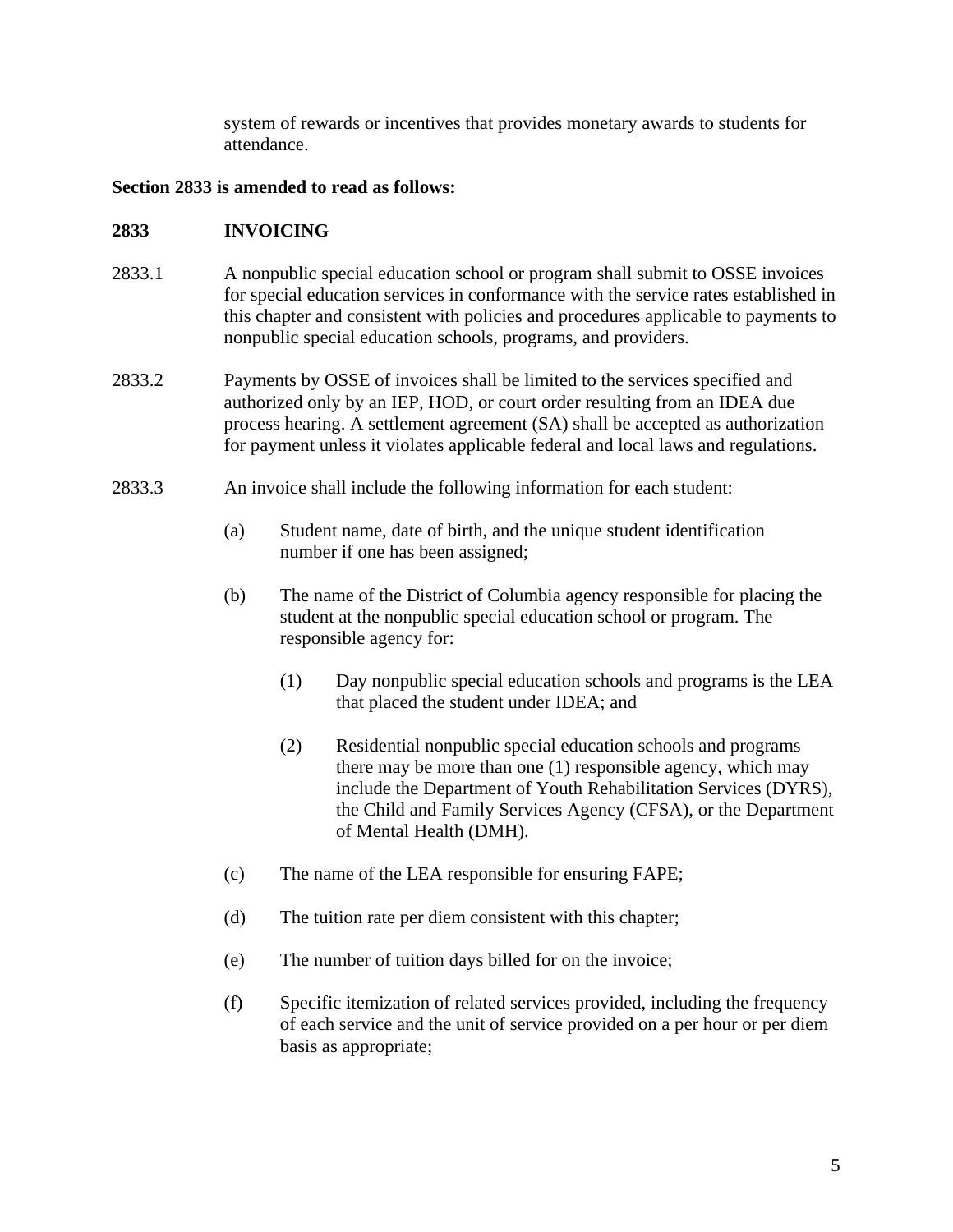system of rewards or incentives that provides monetary awards to students for attendance.

**Section 2833 is amended to read as follows:**

**2833 INVOICING**

2833.1 A nonpublic special education school or program shall submit to OSSE invoices for special education services in conformance with the service rates established in this chapter and consistent with policies and procedures applicable to payments to nonpublic special education schools, programs, and providers.

2833.2 Payments by OSSE of invoices shall be limited to the services specified and authorized only by an IEP, HOD, or court order resulting from an IDEA due process hearing. A settlement agreement (SA) shall be accepted as authorization for payment unless it violates applicable federal and local laws and regulations.

2833.3 An invoice shall include the following information for each student:

(a) Student name, date of birth, and the unique student identification number if one has been assigned;

(b) The name of the District of Columbia agency responsible for placing the student at the nonpublic special education school or program. The responsible agency for:

(1) Day nonpublic special education schools and programs is the LEA that placed the student under IDEA; and

(2) Residential nonpublic special education schools and programs there may be more than one (1) responsible agency, which may include the Department of Youth Rehabilitation Services (DYRS), the Child and Family Services Agency (CFSA), or the Department of Mental Health (DMH).

(c) The name of the LEA responsible for ensuring FAPE;

(d) The tuition rate per diem consistent with this chapter;

(e) The number of tuition days billed for on the invoice;

(f) Specific itemization of related services provided, including the frequency of each service and the unit of service provided on a per hour or per diem basis as appropriate;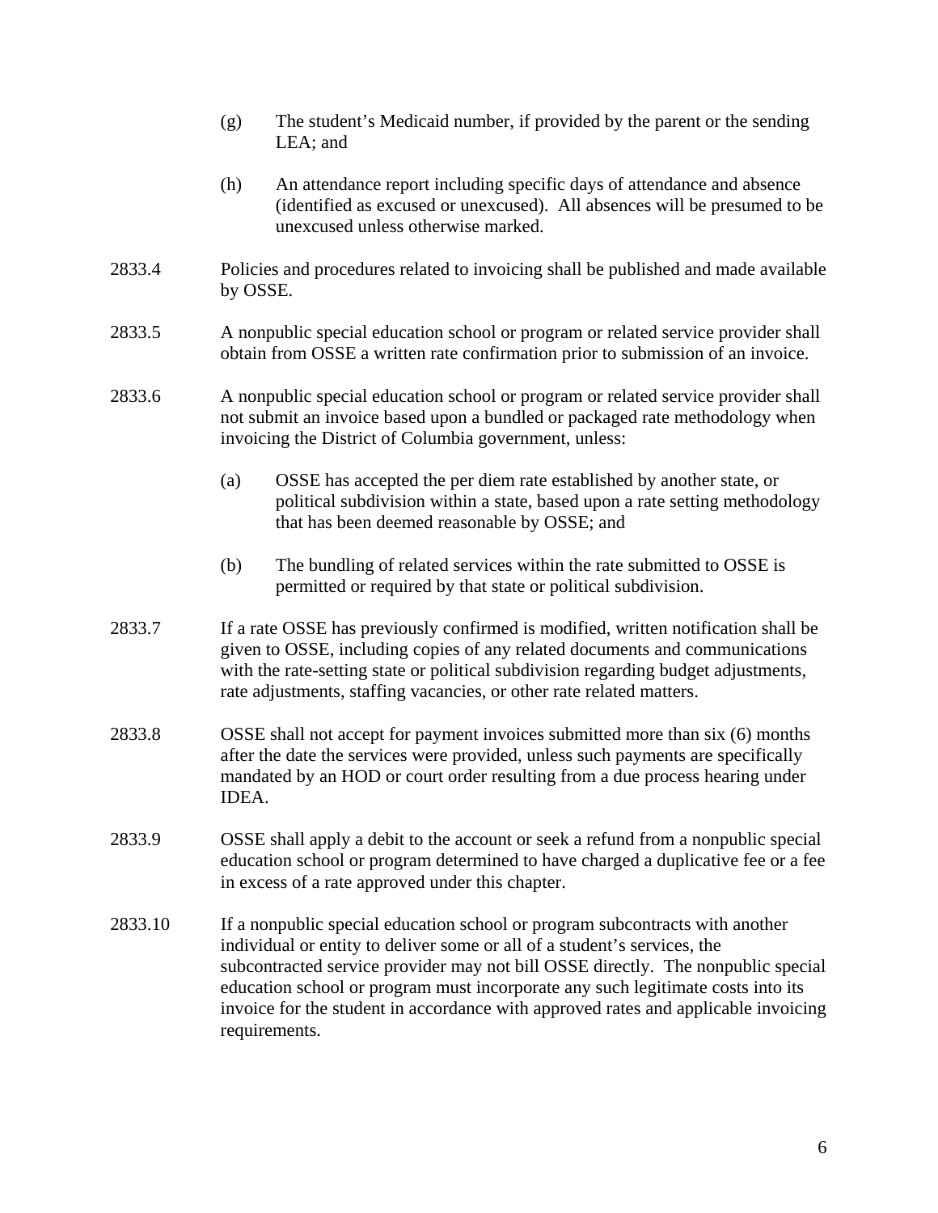(g) The student's Medicaid number, if provided by the parent or the sending LEA; and

(h) An attendance report including specific days of attendance and absence (identified as excused or unexcused). All absences will be presumed to be unexcused unless otherwise marked.

2833.4 Policies and procedures related to invoicing shall be published and made available by OSSE.

2833.5 A nonpublic special education school or program or related service provider shall obtain from OSSE a written rate confirmation prior to submission of an invoice.

2833.6 A nonpublic special education school or program or related service provider shall not submit an invoice based upon a bundled or packaged rate methodology when invoicing the District of Columbia government, unless:

(a) OSSE has accepted the per diem rate established by another state, or political subdivision within a state, based upon a rate setting methodology that has been deemed reasonable by OSSE; and

(b) The bundling of related services within the rate submitted to OSSE is permitted or required by that state or political subdivision.

2833.7 If a rate OSSE has previously confirmed is modified, written notification shall be given to OSSE, including copies of any related documents and communications with the rate-setting state or political subdivision regarding budget adjustments, rate adjustments, staffing vacancies, or other rate related matters.

2833.8 OSSE shall not accept for payment invoices submitted more than six (6) months after the date the services were provided, unless such payments are specifically mandated by an HOD or court order resulting from a due process hearing under IDEA.

2833.9 OSSE shall apply a debit to the account or seek a refund from a nonpublic special education school or program determined to have charged a duplicative fee or a fee in excess of a rate approved under this chapter.

2833.10 If a nonpublic special education school or program subcontracts with another individual or entity to deliver some or all of a student's services, the subcontracted service provider may not bill OSSE directly. The nonpublic special education school or program must incorporate any such legitimate costs into its invoice for the student in accordance with approved rates and applicable invoicing requirements.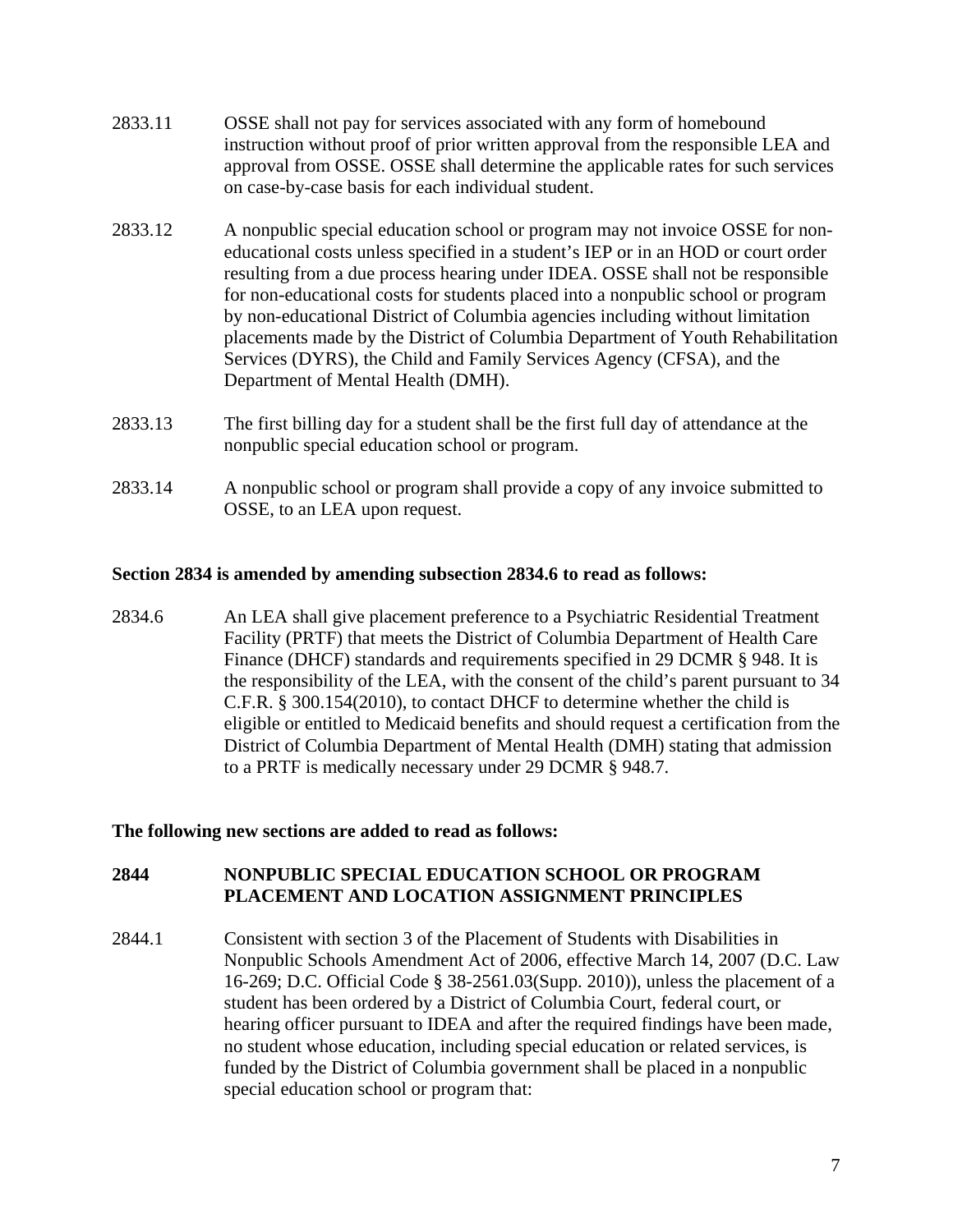2833.11 OSSE shall not pay for services associated with any form of homebound instruction without proof of prior written approval from the responsible LEA and approval from OSSE. OSSE shall determine the applicable rates for such services on case-by-case basis for each individual student.

2833.12 A nonpublic special education school or program may not invoice OSSE for non-educational costs unless specified in a student's IEP or in an HOD or court order resulting from a due process hearing under IDEA. OSSE shall not be responsible for non-educational costs for students placed into a nonpublic school or program by non-educational District of Columbia agencies including without limitation placements made by the District of Columbia Department of Youth Rehabilitation Services (DYRS), the Child and Family Services Agency (CFSA), and the Department of Mental Health (DMH).

2833.13 The first billing day for a student shall be the first full day of attendance at the nonpublic special education school or program.

2833.14 A nonpublic school or program shall provide a copy of any invoice submitted to OSSE, to an LEA upon request.

**Section 2834 is amended by amending subsection 2834.6 to read as follows:**

2834.6 An LEA shall give placement preference to a Psychiatric Residential Treatment Facility (PRTF) that meets the District of Columbia Department of Health Care Finance (DHCF) standards and requirements specified in 29 DCMR § 948. It is the responsibility of the LEA, with the consent of the child's parent pursuant to 34 C.F.R. § 300.154(2010), to contact DHCF to determine whether the child is eligible or entitled to Medicaid benefits and should request a certification from the District of Columbia Department of Mental Health (DMH) stating that admission to a PRTF is medically necessary under 29 DCMR § 948.7.

**The following new sections are added to read as follows:**

## 2844 NONPUBLIC SPECIAL EDUCATION SCHOOL OR PROGRAM PLACEMENT AND LOCATION ASSIGNMENT PRINCIPLES

2844.1 Consistent with section 3 of the Placement of Students with Disabilities in Nonpublic Schools Amendment Act of 2006, effective March 14, 2007 (D.C. Law 16-269; D.C. Official Code § 38-2561.03(Supp. 2010)), unless the placement of a student has been ordered by a District of Columbia Court, federal court, or hearing officer pursuant to IDEA and after the required findings have been made, no student whose education, including special education or related services, is funded by the District of Columbia government shall be placed in a nonpublic special education school or program that: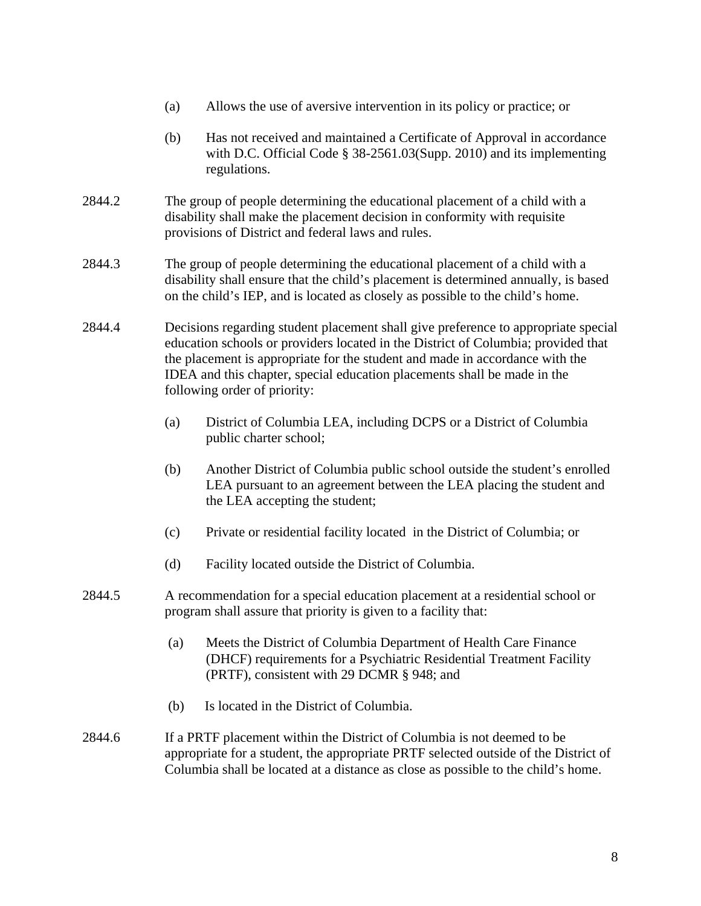(a) Allows the use of aversive intervention in its policy or practice; or

(b) Has not received and maintained a Certificate of Approval in accordance with D.C. Official Code § 38-2561.03(Supp. 2010) and its implementing regulations.

2844.2 The group of people determining the educational placement of a child with a disability shall make the placement decision in conformity with requisite provisions of District and federal laws and rules.

2844.3 The group of people determining the educational placement of a child with a disability shall ensure that the child's placement is determined annually, is based on the child's IEP, and is located as closely as possible to the child's home.

2844.4 Decisions regarding student placement shall give preference to appropriate special education schools or providers located in the District of Columbia; provided that the placement is appropriate for the student and made in accordance with the IDEA and this chapter, special education placements shall be made in the following order of priority:

(a) District of Columbia LEA, including DCPS or a District of Columbia public charter school;

(b) Another District of Columbia public school outside the student's enrolled LEA pursuant to an agreement between the LEA placing the student and the LEA accepting the student;

(c) Private or residential facility located in the District of Columbia; or

(d) Facility located outside the District of Columbia.

2844.5 A recommendation for a special education placement at a residential school or program shall assure that priority is given to a facility that:

(a) Meets the District of Columbia Department of Health Care Finance (DHCF) requirements for a Psychiatric Residential Treatment Facility (PRTF), consistent with 29 DCMR § 948; and

(b) Is located in the District of Columbia.

2844.6 If a PRTF placement within the District of Columbia is not deemed to be appropriate for a student, the appropriate PRTF selected outside of the District of Columbia shall be located at a distance as close as possible to the child's home.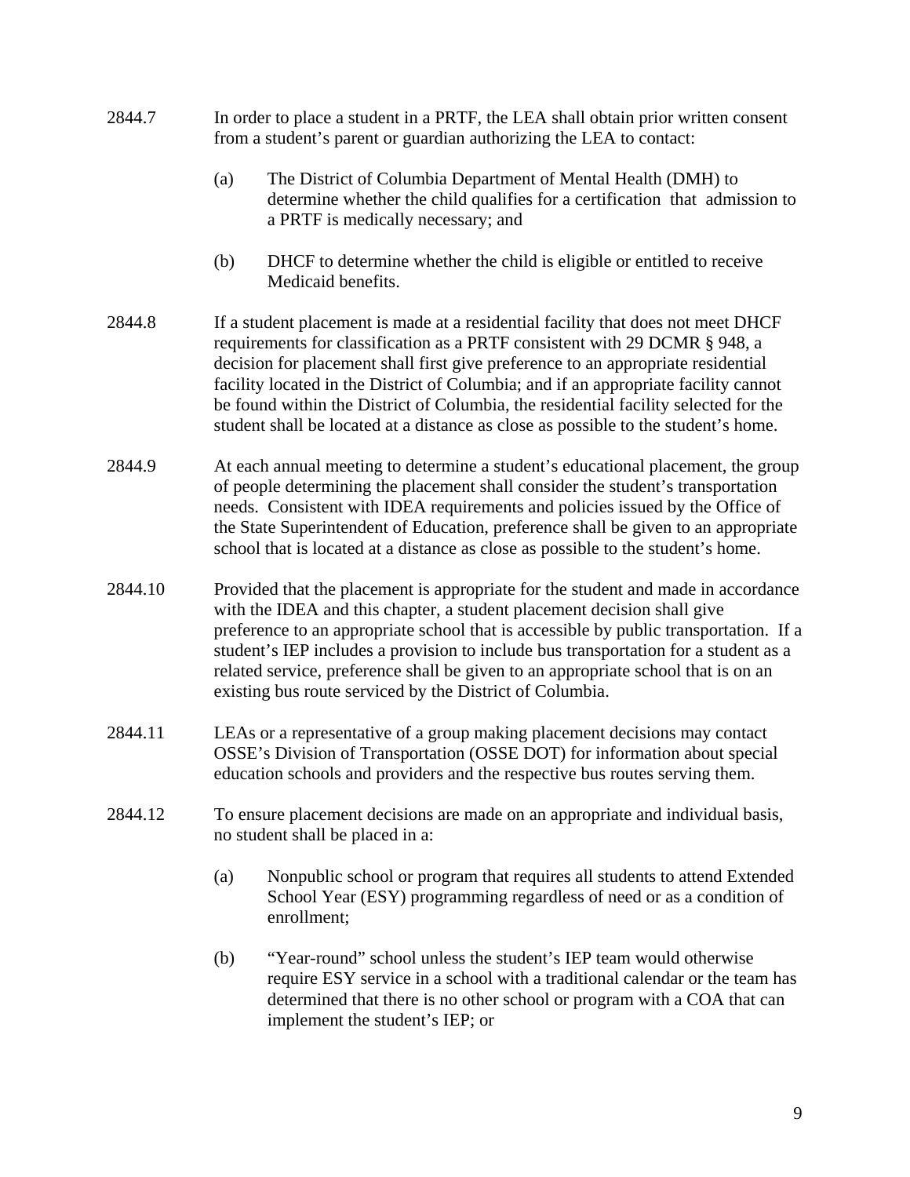2844.7 In order to place a student in a PRTF, the LEA shall obtain prior written consent from a student's parent or guardian authorizing the LEA to contact:

(a) The District of Columbia Department of Mental Health (DMH) to determine whether the child qualifies for a certification that admission to a PRTF is medically necessary; and

(b) DHCF to determine whether the child is eligible or entitled to receive Medicaid benefits.

2844.8 If a student placement is made at a residential facility that does not meet DHCF requirements for classification as a PRTF consistent with 29 DCMR § 948, a decision for placement shall first give preference to an appropriate residential facility located in the District of Columbia; and if an appropriate facility cannot be found within the District of Columbia, the residential facility selected for the student shall be located at a distance as close as possible to the student's home.

2844.9 At each annual meeting to determine a student's educational placement, the group of people determining the placement shall consider the student's transportation needs. Consistent with IDEA requirements and policies issued by the Office of the State Superintendent of Education, preference shall be given to an appropriate school that is located at a distance as close as possible to the student's home.

2844.10 Provided that the placement is appropriate for the student and made in accordance with the IDEA and this chapter, a student placement decision shall give preference to an appropriate school that is accessible by public transportation. If a student's IEP includes a provision to include bus transportation for a student as a related service, preference shall be given to an appropriate school that is on an existing bus route serviced by the District of Columbia.

2844.11 LEAs or a representative of a group making placement decisions may contact OSSE's Division of Transportation (OSSE DOT) for information about special education schools and providers and the respective bus routes serving them.

2844.12 To ensure placement decisions are made on an appropriate and individual basis, no student shall be placed in a:

(a) Nonpublic school or program that requires all students to attend Extended School Year (ESY) programming regardless of need or as a condition of enrollment;

(b) "Year-round" school unless the student's IEP team would otherwise require ESY service in a school with a traditional calendar or the team has determined that there is no other school or program with a COA that can implement the student's IEP; or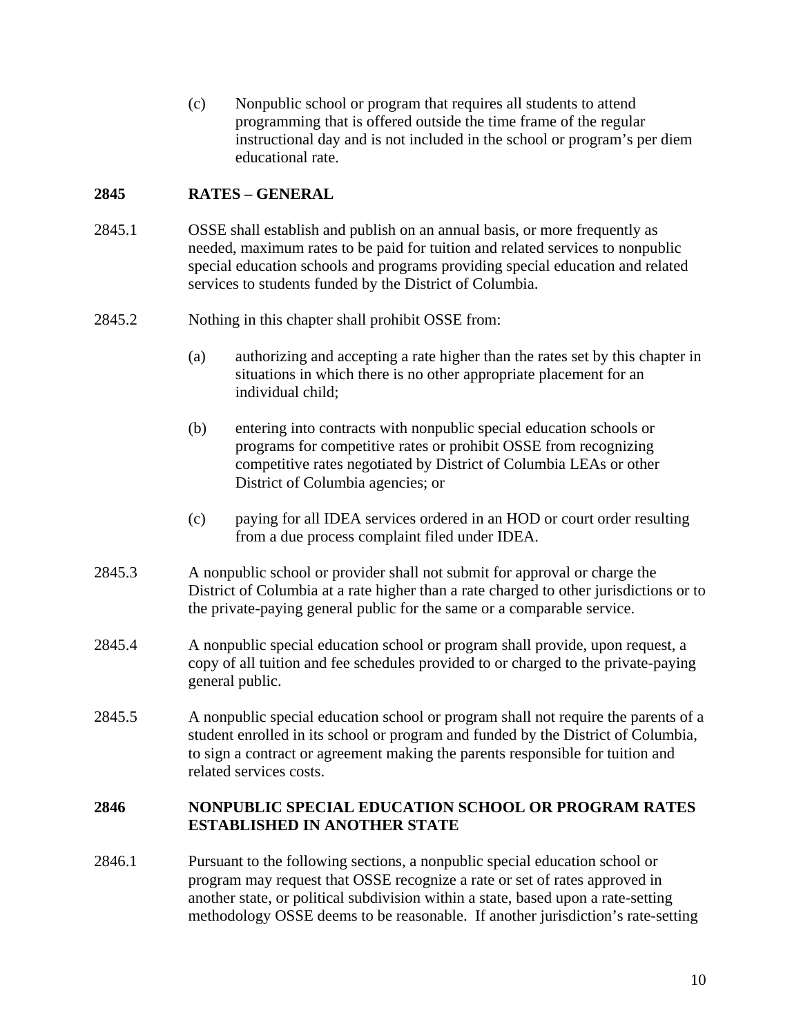(c) Nonpublic school or program that requires all students to attend programming that is offered outside the time frame of the regular instructional day and is not included in the school or program's per diem educational rate.

## 2845 RATES – GENERAL

2845.1 OSSE shall establish and publish on an annual basis, or more frequently as needed, maximum rates to be paid for tuition and related services to nonpublic special education schools and programs providing special education and related services to students funded by the District of Columbia.

2845.2 Nothing in this chapter shall prohibit OSSE from:

(a) authorizing and accepting a rate higher than the rates set by this chapter in situations in which there is no other appropriate placement for an individual child;

(b) entering into contracts with nonpublic special education schools or programs for competitive rates or prohibit OSSE from recognizing competitive rates negotiated by District of Columbia LEAs or other District of Columbia agencies; or

(c) paying for all IDEA services ordered in an HOD or court order resulting from a due process complaint filed under IDEA.

2845.3 A nonpublic school or provider shall not submit for approval or charge the District of Columbia at a rate higher than a rate charged to other jurisdictions or to the private-paying general public for the same or a comparable service.

2845.4 A nonpublic special education school or program shall provide, upon request, a copy of all tuition and fee schedules provided to or charged to the private-paying general public.

2845.5 A nonpublic special education school or program shall not require the parents of a student enrolled in its school or program and funded by the District of Columbia, to sign a contract or agreement making the parents responsible for tuition and related services costs.

## 2846 NONPUBLIC SPECIAL EDUCATION SCHOOL OR PROGRAM RATES ESTABLISHED IN ANOTHER STATE

2846.1 Pursuant to the following sections, a nonpublic special education school or program may request that OSSE recognize a rate or set of rates approved in another state, or political subdivision within a state, based upon a rate-setting methodology OSSE deems to be reasonable. If another jurisdiction's rate-setting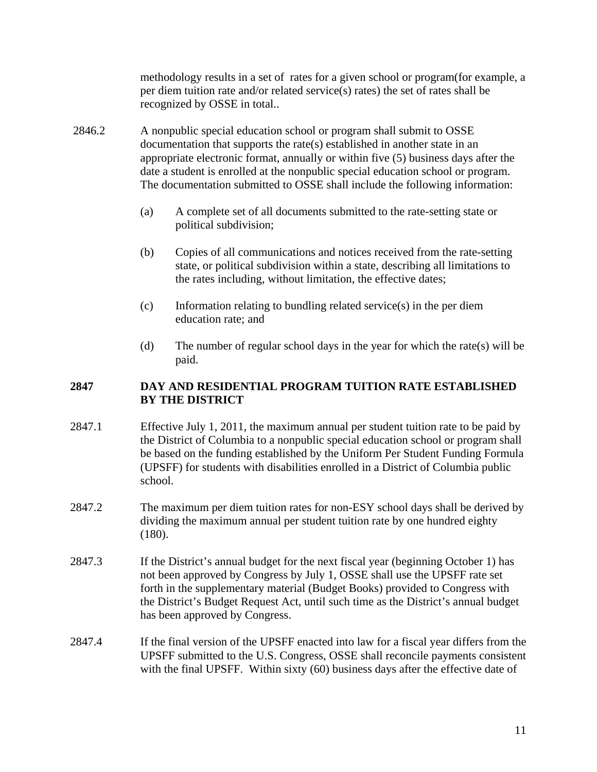methodology results in a set of rates for a given school or program(for example, a per diem tuition rate and/or related service(s) rates) the set of rates shall be recognized by OSSE in total..

2846.2 A nonpublic special education school or program shall submit to OSSE documentation that supports the rate(s) established in another state in an appropriate electronic format, annually or within five (5) business days after the date a student is enrolled at the nonpublic special education school or program. The documentation submitted to OSSE shall include the following information:

(a) A complete set of all documents submitted to the rate-setting state or political subdivision;

(b) Copies of all communications and notices received from the rate-setting state, or political subdivision within a state, describing all limitations to the rates including, without limitation, the effective dates;

(c) Information relating to bundling related service(s) in the per diem education rate; and

(d) The number of regular school days in the year for which the rate(s) will be paid.

**2847 DAY AND RESIDENTIAL PROGRAM TUITION RATE ESTABLISHED BY THE DISTRICT**

2847.1 Effective July 1, 2011, the maximum annual per student tuition rate to be paid by the District of Columbia to a nonpublic special education school or program shall be based on the funding established by the Uniform Per Student Funding Formula (UPSFF) for students with disabilities enrolled in a District of Columbia public school.

2847.2 The maximum per diem tuition rates for non-ESY school days shall be derived by dividing the maximum annual per student tuition rate by one hundred eighty (180).

2847.3 If the District's annual budget for the next fiscal year (beginning October 1) has not been approved by Congress by July 1, OSSE shall use the UPSFF rate set forth in the supplementary material (Budget Books) provided to Congress with the District's Budget Request Act, until such time as the District's annual budget has been approved by Congress.

2847.4 If the final version of the UPSFF enacted into law for a fiscal year differs from the UPSFF submitted to the U.S. Congress, OSSE shall reconcile payments consistent with the final UPSFF. Within sixty (60) business days after the effective date of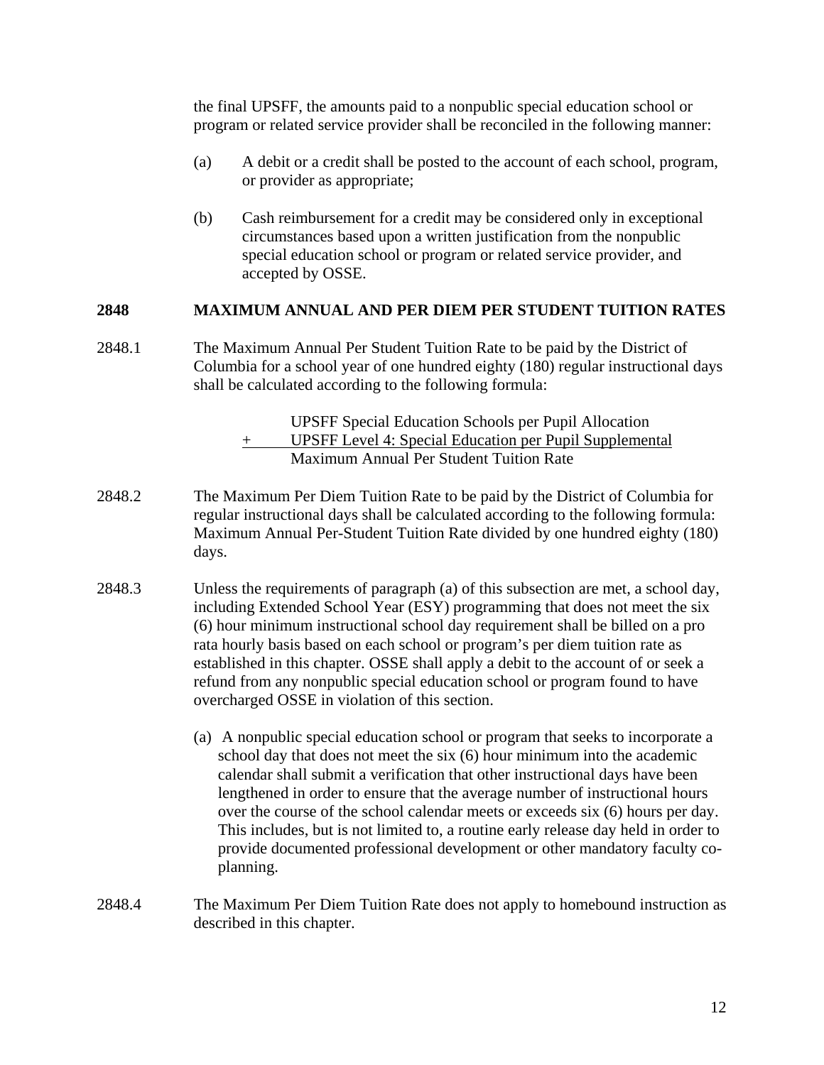the final UPSFF, the amounts paid to a nonpublic special education school or program or related service provider shall be reconciled in the following manner:

(a) A debit or a credit shall be posted to the account of each school, program, or provider as appropriate;

(b) Cash reimbursement for a credit may be considered only in exceptional circumstances based upon a written justification from the nonpublic special education school or program or related service provider, and accepted by OSSE.

**2848 MAXIMUM ANNUAL AND PER DIEM PER STUDENT TUITION RATES**

2848.1 The Maximum Annual Per Student Tuition Rate to be paid by the District of Columbia for a school year of one hundred eighty (180) regular instructional days shall be calculated according to the following formula:

UPSFF Special Education Schools per Pupil Allocation
\+ <u>UPSFF Level 4: Special Education per Pupil Supplemental</u>
Maximum Annual Per Student Tuition Rate

2848.2 The Maximum Per Diem Tuition Rate to be paid by the District of Columbia for regular instructional days shall be calculated according to the following formula: Maximum Annual Per-Student Tuition Rate divided by one hundred eighty (180) days.

2848.3 Unless the requirements of paragraph (a) of this subsection are met, a school day, including Extended School Year (ESY) programming that does not meet the six (6) hour minimum instructional school day requirement shall be billed on a pro rata hourly basis based on each school or program's per diem tuition rate as established in this chapter. OSSE shall apply a debit to the account of or seek a refund from any nonpublic special education school or program found to have overcharged OSSE in violation of this section.

(a) A nonpublic special education school or program that seeks to incorporate a school day that does not meet the six (6) hour minimum into the academic calendar shall submit a verification that other instructional days have been lengthened in order to ensure that the average number of instructional hours over the course of the school calendar meets or exceeds six (6) hours per day. This includes, but is not limited to, a routine early release day held in order to provide documented professional development or other mandatory faculty co-planning.

2848.4 The Maximum Per Diem Tuition Rate does not apply to homebound instruction as described in this chapter.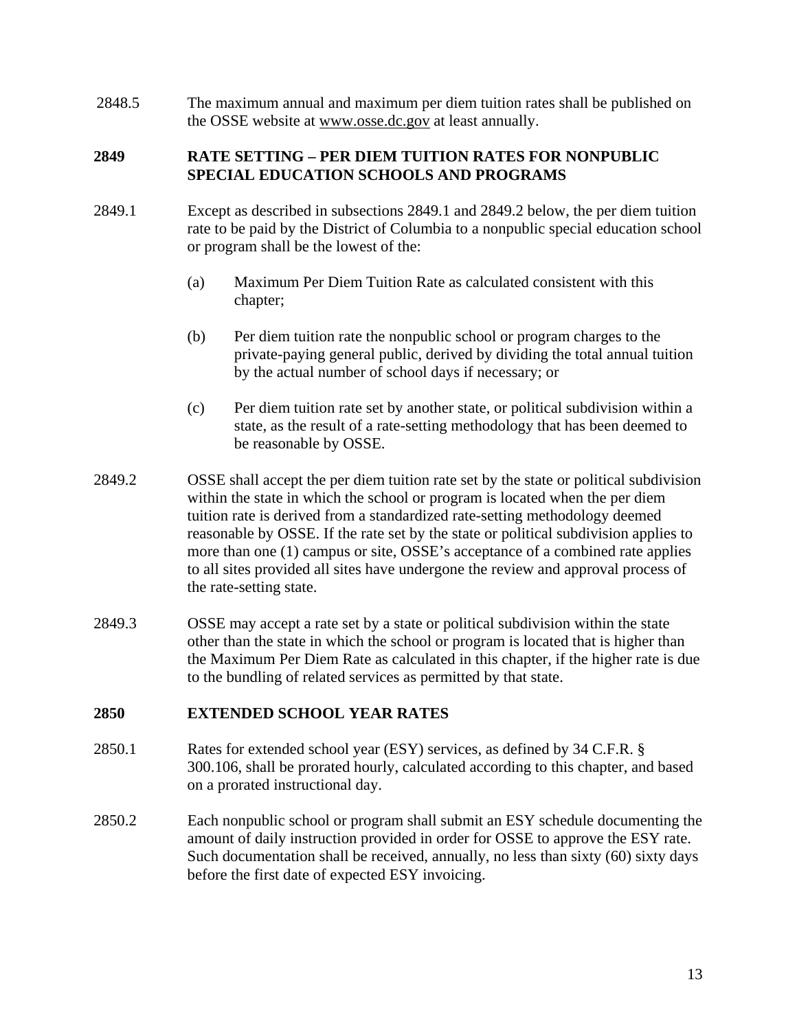2848.5 The maximum annual and maximum per diem tuition rates shall be published on the OSSE website at www.osse.dc.gov at least annually.

## 2849 RATE SETTING – PER DIEM TUITION RATES FOR NONPUBLIC SPECIAL EDUCATION SCHOOLS AND PROGRAMS

2849.1 Except as described in subsections 2849.1 and 2849.2 below, the per diem tuition rate to be paid by the District of Columbia to a nonpublic special education school or program shall be the lowest of the:

- (a) Maximum Per Diem Tuition Rate as calculated consistent with this chapter;
- (b) Per diem tuition rate the nonpublic school or program charges to the private-paying general public, derived by dividing the total annual tuition by the actual number of school days if necessary; or
- (c) Per diem tuition rate set by another state, or political subdivision within a state, as the result of a rate-setting methodology that has been deemed to be reasonable by OSSE.

2849.2 OSSE shall accept the per diem tuition rate set by the state or political subdivision within the state in which the school or program is located when the per diem tuition rate is derived from a standardized rate-setting methodology deemed reasonable by OSSE. If the rate set by the state or political subdivision applies to more than one (1) campus or site, OSSE's acceptance of a combined rate applies to all sites provided all sites have undergone the review and approval process of the rate-setting state.

2849.3 OSSE may accept a rate set by a state or political subdivision within the state other than the state in which the school or program is located that is higher than the Maximum Per Diem Rate as calculated in this chapter, if the higher rate is due to the bundling of related services as permitted by that state.

## 2850 EXTENDED SCHOOL YEAR RATES

2850.1 Rates for extended school year (ESY) services, as defined by 34 C.F.R. § 300.106, shall be prorated hourly, calculated according to this chapter, and based on a prorated instructional day.

2850.2 Each nonpublic school or program shall submit an ESY schedule documenting the amount of daily instruction provided in order for OSSE to approve the ESY rate. Such documentation shall be received, annually, no less than sixty (60) sixty days before the first date of expected ESY invoicing.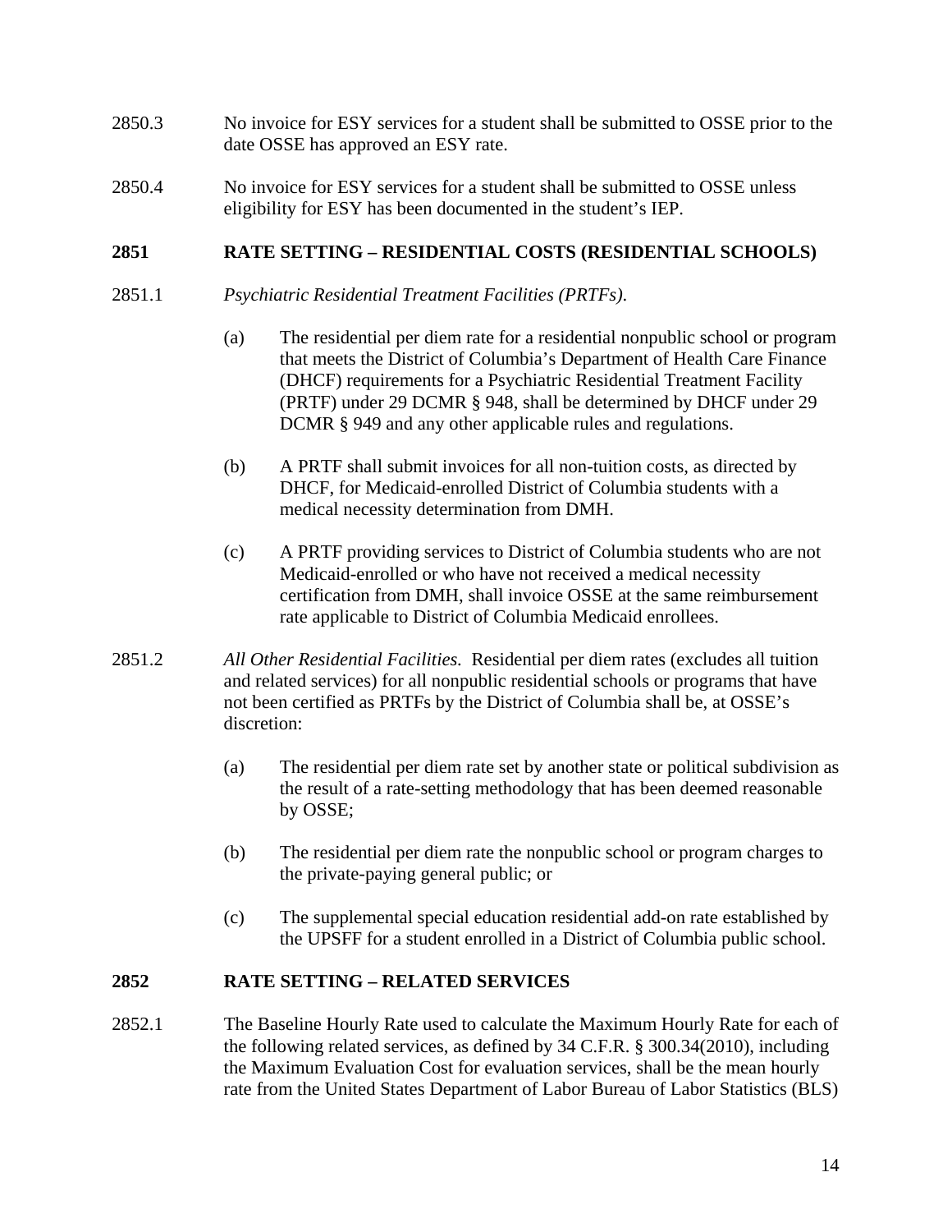2850.3 No invoice for ESY services for a student shall be submitted to OSSE prior to the date OSSE has approved an ESY rate.

2850.4 No invoice for ESY services for a student shall be submitted to OSSE unless eligibility for ESY has been documented in the student's IEP.

## 2851 RATE SETTING – RESIDENTIAL COSTS (RESIDENTIAL SCHOOLS)

2851.1 *Psychiatric Residential Treatment Facilities (PRTFs).*

(a) The residential per diem rate for a residential nonpublic school or program that meets the District of Columbia's Department of Health Care Finance (DHCF) requirements for a Psychiatric Residential Treatment Facility (PRTF) under 29 DCMR § 948, shall be determined by DHCF under 29 DCMR § 949 and any other applicable rules and regulations.

(b) A PRTF shall submit invoices for all non-tuition costs, as directed by DHCF, for Medicaid-enrolled District of Columbia students with a medical necessity determination from DMH.

(c) A PRTF providing services to District of Columbia students who are not Medicaid-enrolled or who have not received a medical necessity certification from DMH, shall invoice OSSE at the same reimbursement rate applicable to District of Columbia Medicaid enrollees.

2851.2 *All Other Residential Facilities.* Residential per diem rates (excludes all tuition and related services) for all nonpublic residential schools or programs that have not been certified as PRTFs by the District of Columbia shall be, at OSSE's discretion:

(a) The residential per diem rate set by another state or political subdivision as the result of a rate-setting methodology that has been deemed reasonable by OSSE;

(b) The residential per diem rate the nonpublic school or program charges to the private-paying general public; or

(c) The supplemental special education residential add-on rate established by the UPSFF for a student enrolled in a District of Columbia public school.

## 2852 RATE SETTING – RELATED SERVICES

2852.1 The Baseline Hourly Rate used to calculate the Maximum Hourly Rate for each of the following related services, as defined by 34 C.F.R. § 300.34(2010), including the Maximum Evaluation Cost for evaluation services, shall be the mean hourly rate from the United States Department of Labor Bureau of Labor Statistics (BLS)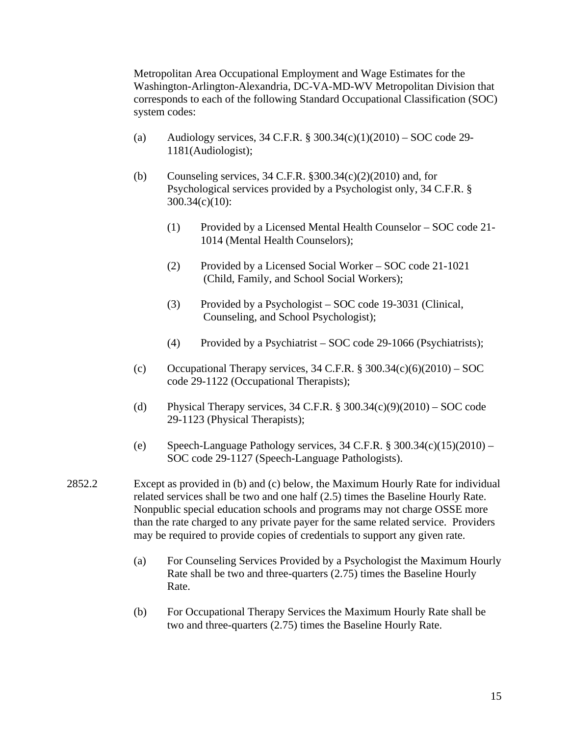Metropolitan Area Occupational Employment and Wage Estimates for the Washington-Arlington-Alexandria, DC-VA-MD-WV Metropolitan Division that corresponds to each of the following Standard Occupational Classification (SOC) system codes:

(a) Audiology services, 34 C.F.R. § 300.34(c)(1)(2010) – SOC code 29-1181(Audiologist);

(b) Counseling services, 34 C.F.R. §300.34(c)(2)(2010) and, for Psychological services provided by a Psychologist only, 34 C.F.R. § 300.34(c)(10):

(1) Provided by a Licensed Mental Health Counselor – SOC code 21-1014 (Mental Health Counselors);

(2) Provided by a Licensed Social Worker – SOC code 21-1021 (Child, Family, and School Social Workers);

(3) Provided by a Psychologist – SOC code 19-3031 (Clinical, Counseling, and School Psychologist);

(4) Provided by a Psychiatrist – SOC code 29-1066 (Psychiatrists);

(c) Occupational Therapy services, 34 C.F.R. § 300.34(c)(6)(2010) – SOC code 29-1122 (Occupational Therapists);

(d) Physical Therapy services, 34 C.F.R. § 300.34(c)(9)(2010) – SOC code 29-1123 (Physical Therapists);

(e) Speech-Language Pathology services, 34 C.F.R. § 300.34(c)(15)(2010) – SOC code 29-1127 (Speech-Language Pathologists).

2852.2 Except as provided in (b) and (c) below, the Maximum Hourly Rate for individual related services shall be two and one half (2.5) times the Baseline Hourly Rate. Nonpublic special education schools and programs may not charge OSSE more than the rate charged to any private payer for the same related service. Providers may be required to provide copies of credentials to support any given rate.

(a) For Counseling Services Provided by a Psychologist the Maximum Hourly Rate shall be two and three-quarters (2.75) times the Baseline Hourly Rate.

(b) For Occupational Therapy Services the Maximum Hourly Rate shall be two and three-quarters (2.75) times the Baseline Hourly Rate.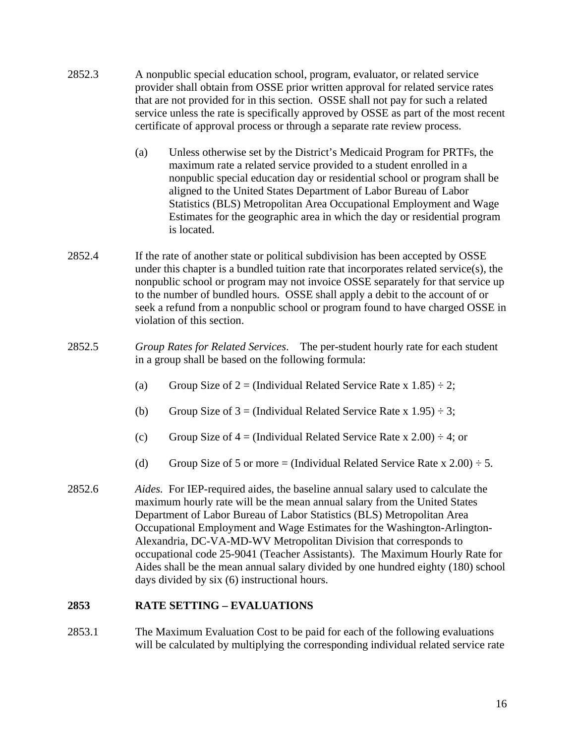2852.3 A nonpublic special education school, program, evaluator, or related service provider shall obtain from OSSE prior written approval for related service rates that are not provided for in this section. OSSE shall not pay for such a related service unless the rate is specifically approved by OSSE as part of the most recent certificate of approval process or through a separate rate review process.

(a) Unless otherwise set by the District's Medicaid Program for PRTFs, the maximum rate a related service provided to a student enrolled in a nonpublic special education day or residential school or program shall be aligned to the United States Department of Labor Bureau of Labor Statistics (BLS) Metropolitan Area Occupational Employment and Wage Estimates for the geographic area in which the day or residential program is located.

2852.4 If the rate of another state or political subdivision has been accepted by OSSE under this chapter is a bundled tuition rate that incorporates related service(s), the nonpublic school or program may not invoice OSSE separately for that service up to the number of bundled hours. OSSE shall apply a debit to the account of or seek a refund from a nonpublic school or program found to have charged OSSE in violation of this section.

2852.5 *Group Rates for Related Services*. The per-student hourly rate for each student in a group shall be based on the following formula:

(a) Group Size of 2 = (Individual Related Service Rate x 1.85) ÷ 2;

(b) Group Size of 3 = (Individual Related Service Rate x 1.95) ÷ 3;

(c) Group Size of 4 = (Individual Related Service Rate x 2.00) ÷ 4; or

(d) Group Size of 5 or more = (Individual Related Service Rate x 2.00) ÷ 5.

2852.6 *Aides*. For IEP-required aides, the baseline annual salary used to calculate the maximum hourly rate will be the mean annual salary from the United States Department of Labor Bureau of Labor Statistics (BLS) Metropolitan Area Occupational Employment and Wage Estimates for the Washington-Arlington-Alexandria, DC-VA-MD-WV Metropolitan Division that corresponds to occupational code 25-9041 (Teacher Assistants). The Maximum Hourly Rate for Aides shall be the mean annual salary divided by one hundred eighty (180) school days divided by six (6) instructional hours.

## 2853 RATE SETTING – EVALUATIONS

2853.1 The Maximum Evaluation Cost to be paid for each of the following evaluations will be calculated by multiplying the corresponding individual related service rate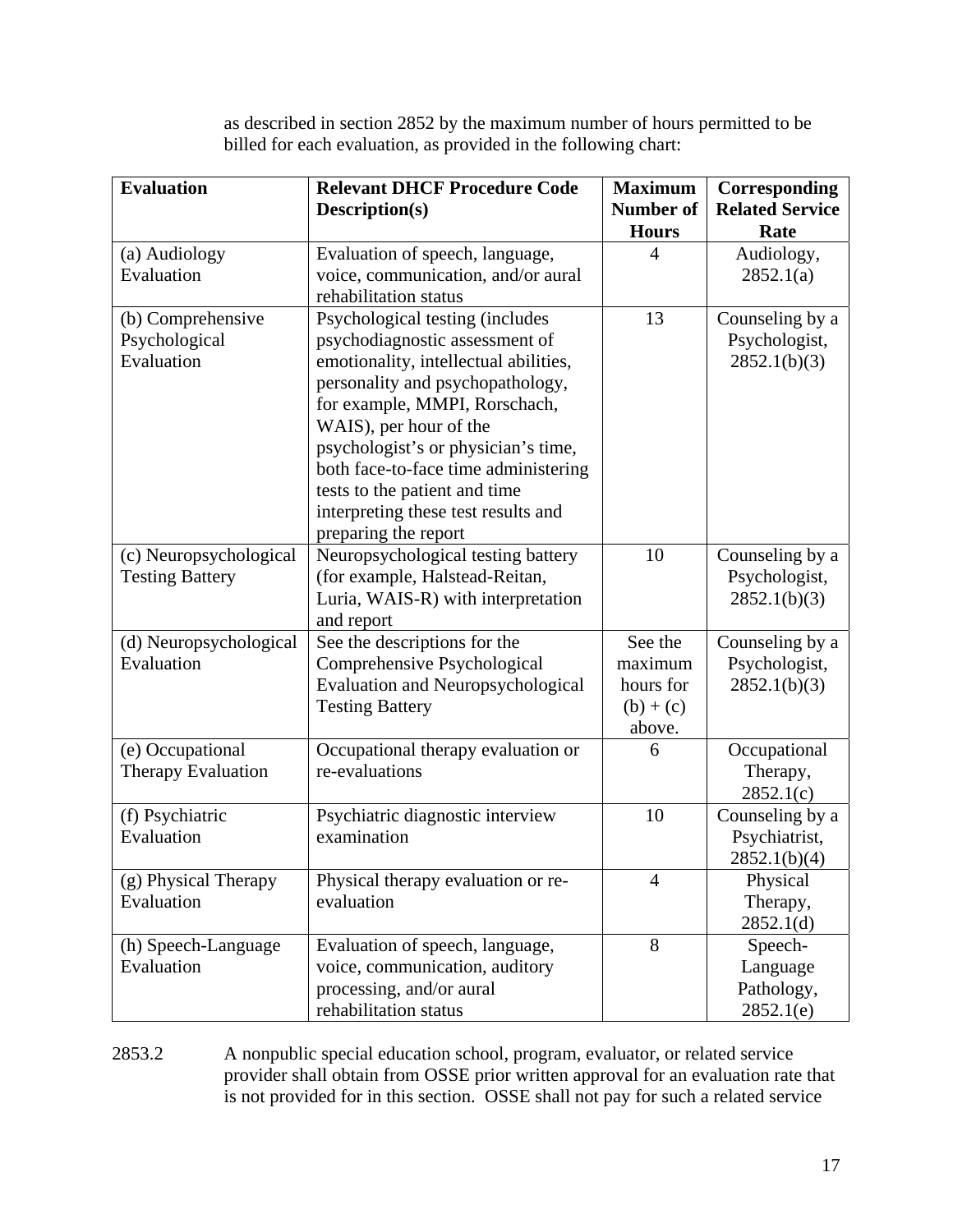as described in section 2852 by the maximum number of hours permitted to be billed for each evaluation, as provided in the following chart:

| Evaluation | Relevant DHCF Procedure Code Description(s) | Maximum Number of Hours | Corresponding Related Service Rate |
|---|---|---|---|
| (a) Audiology Evaluation | Evaluation of speech, language, voice, communication, and/or aural rehabilitation status | 4 | Audiology, 2852.1(a) |
| (b) Comprehensive Psychological Evaluation | Psychological testing (includes psychodiagnostic assessment of emotionality, intellectual abilities, personality and psychopathology, for example, MMPI, Rorschach, WAIS), per hour of the psychologist's or physician's time, both face-to-face time administering tests to the patient and time interpreting these test results and preparing the report | 13 | Counseling by a Psychologist, 2852.1(b)(3) |
| (c) Neuropsychological Testing Battery | Neuropsychological testing battery (for example, Halstead-Reitan, Luria, WAIS-R) with interpretation and report | 10 | Counseling by a Psychologist, 2852.1(b)(3) |
| (d) Neuropsychological Evaluation | See the descriptions for the Comprehensive Psychological Evaluation and Neuropsychological Testing Battery | See the maximum hours for (b) + (c) above. | Counseling by a Psychologist, 2852.1(b)(3) |
| (e) Occupational Therapy Evaluation | Occupational therapy evaluation or re-evaluations | 6 | Occupational Therapy, 2852.1(c) |
| (f) Psychiatric Evaluation | Psychiatric diagnostic interview examination | 10 | Counseling by a Psychiatrist, 2852.1(b)(4) |
| (g) Physical Therapy Evaluation | Physical therapy evaluation or re-evaluation | 4 | Physical Therapy, 2852.1(d) |
| (h) Speech-Language Evaluation | Evaluation of speech, language, voice, communication, auditory processing, and/or aural rehabilitation status | 8 | Speech-Language Pathology, 2852.1(e) |

2853.2 A nonpublic special education school, program, evaluator, or related service provider shall obtain from OSSE prior written approval for an evaluation rate that is not provided for in this section. OSSE shall not pay for such a related service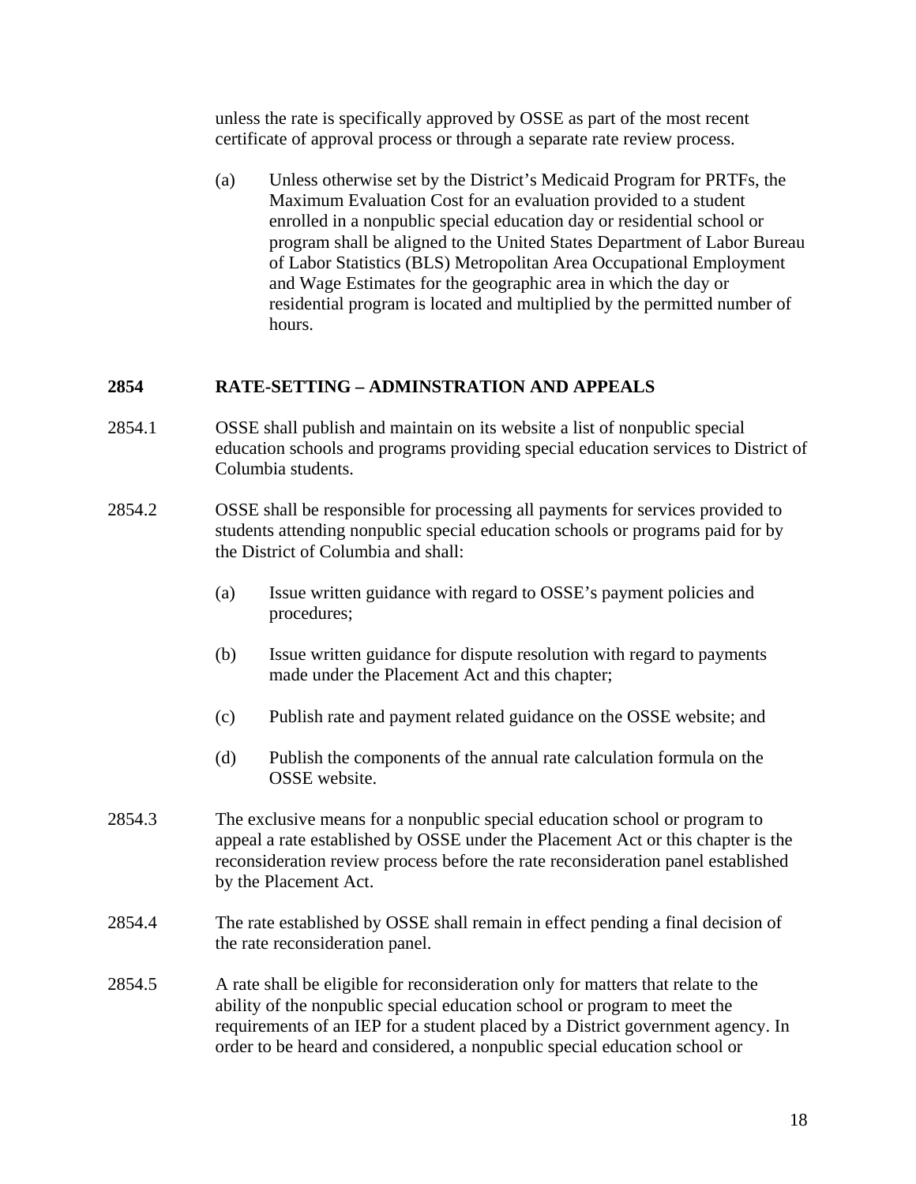unless the rate is specifically approved by OSSE as part of the most recent certificate of approval process or through a separate rate review process.

(a) Unless otherwise set by the District's Medicaid Program for PRTFs, the Maximum Evaluation Cost for an evaluation provided to a student enrolled in a nonpublic special education day or residential school or program shall be aligned to the United States Department of Labor Bureau of Labor Statistics (BLS) Metropolitan Area Occupational Employment and Wage Estimates for the geographic area in which the day or residential program is located and multiplied by the permitted number of hours.

## 2854 RATE-SETTING – ADMINSTRATION AND APPEALS

2854.1 OSSE shall publish and maintain on its website a list of nonpublic special education schools and programs providing special education services to District of Columbia students.

2854.2 OSSE shall be responsible for processing all payments for services provided to students attending nonpublic special education schools or programs paid for by the District of Columbia and shall:

(a) Issue written guidance with regard to OSSE's payment policies and procedures;

(b) Issue written guidance for dispute resolution with regard to payments made under the Placement Act and this chapter;

(c) Publish rate and payment related guidance on the OSSE website; and

(d) Publish the components of the annual rate calculation formula on the OSSE website.

2854.3 The exclusive means for a nonpublic special education school or program to appeal a rate established by OSSE under the Placement Act or this chapter is the reconsideration review process before the rate reconsideration panel established by the Placement Act.

2854.4 The rate established by OSSE shall remain in effect pending a final decision of the rate reconsideration panel.

2854.5 A rate shall be eligible for reconsideration only for matters that relate to the ability of the nonpublic special education school or program to meet the requirements of an IEP for a student placed by a District government agency. In order to be heard and considered, a nonpublic special education school or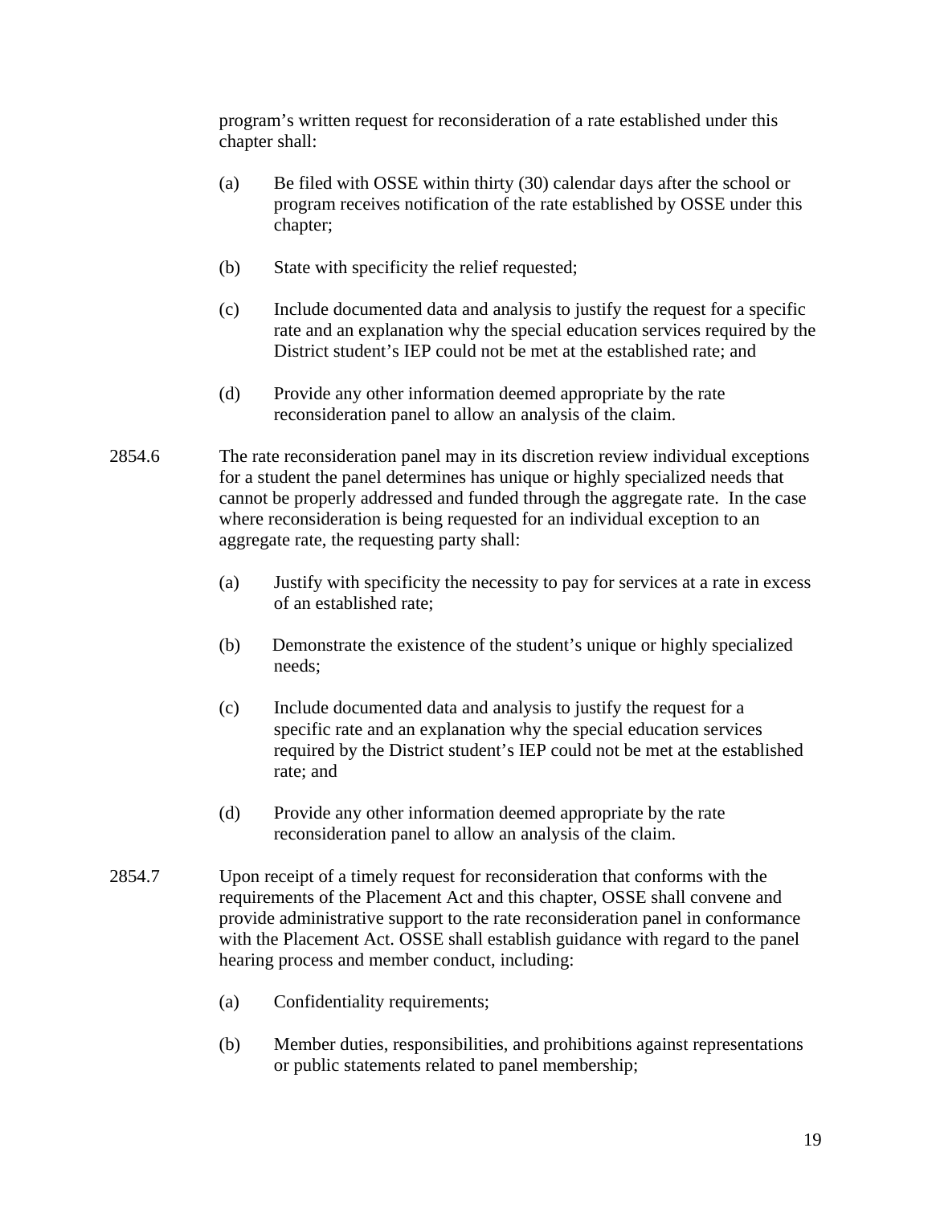program's written request for reconsideration of a rate established under this chapter shall:

(a) Be filed with OSSE within thirty (30) calendar days after the school or program receives notification of the rate established by OSSE under this chapter;

(b) State with specificity the relief requested;

(c) Include documented data and analysis to justify the request for a specific rate and an explanation why the special education services required by the District student's IEP could not be met at the established rate; and

(d) Provide any other information deemed appropriate by the rate reconsideration panel to allow an analysis of the claim.

2854.6 The rate reconsideration panel may in its discretion review individual exceptions for a student the panel determines has unique or highly specialized needs that cannot be properly addressed and funded through the aggregate rate. In the case where reconsideration is being requested for an individual exception to an aggregate rate, the requesting party shall:

(a) Justify with specificity the necessity to pay for services at a rate in excess of an established rate;

(b) Demonstrate the existence of the student's unique or highly specialized needs;

(c) Include documented data and analysis to justify the request for a specific rate and an explanation why the special education services required by the District student's IEP could not be met at the established rate; and

(d) Provide any other information deemed appropriate by the rate reconsideration panel to allow an analysis of the claim.

2854.7 Upon receipt of a timely request for reconsideration that conforms with the requirements of the Placement Act and this chapter, OSSE shall convene and provide administrative support to the rate reconsideration panel in conformance with the Placement Act. OSSE shall establish guidance with regard to the panel hearing process and member conduct, including:

(a) Confidentiality requirements;

(b) Member duties, responsibilities, and prohibitions against representations or public statements related to panel membership;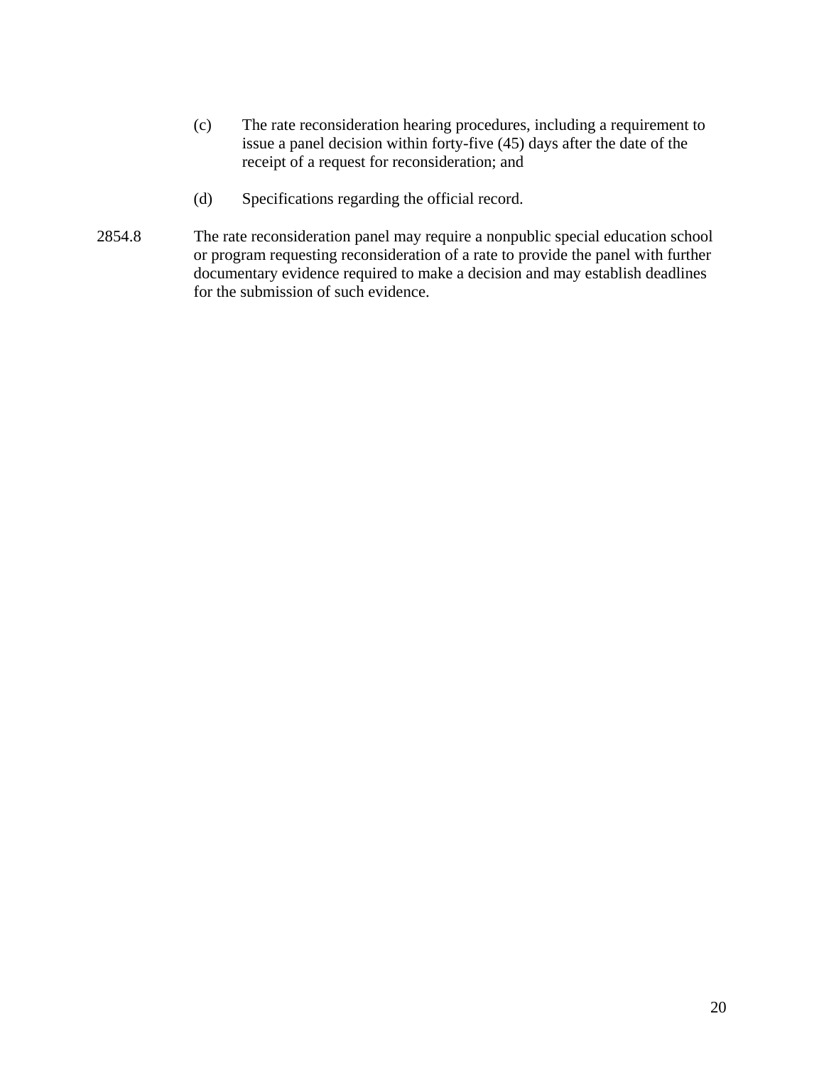(c) The rate reconsideration hearing procedures, including a requirement to issue a panel decision within forty-five (45) days after the date of the receipt of a request for reconsideration; and

(d) Specifications regarding the official record.

2854.8 The rate reconsideration panel may require a nonpublic special education school or program requesting reconsideration of a rate to provide the panel with further documentary evidence required to make a decision and may establish deadlines for the submission of such evidence.